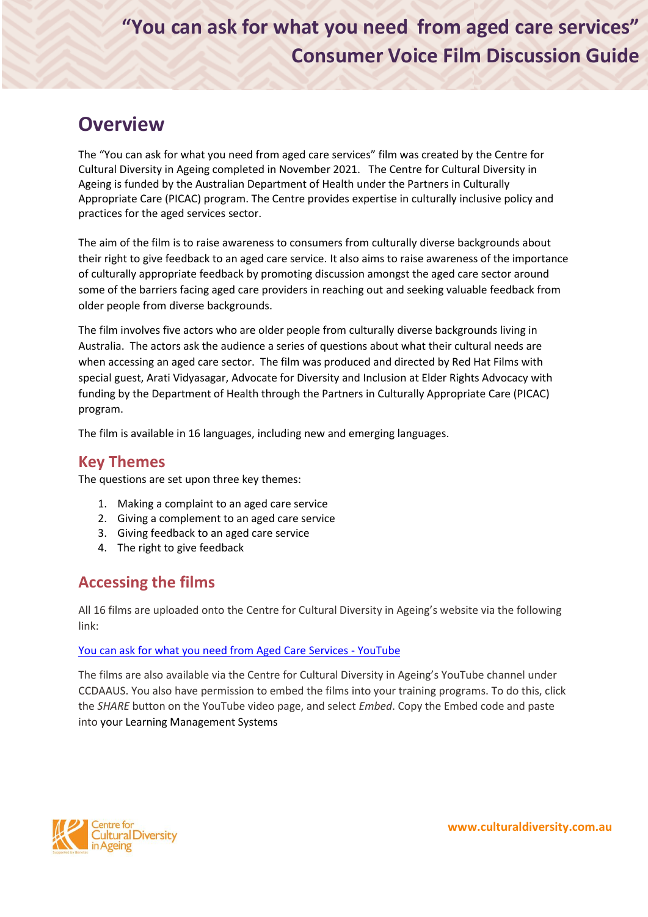# "You can ask for what you need from aged care services" Consumer Voice Film Discussion Guide

## Overview

The "You can ask for what you need from aged care services" film was created by the Centre for Cultural Diversity in Ageing completed in November 2021. The Centre for Cultural Diversity in Ageing is funded by the Australian Department of Health under the Partners in Culturally Appropriate Care (PICAC) program. The Centre provides expertise in culturally inclusive policy and practices for the aged services sector.

The aim of the film is to raise awareness to consumers from culturally diverse backgrounds about their right to give feedback to an aged care service. It also aims to raise awareness of the importance of culturally appropriate feedback by promoting discussion amongst the aged care sector around some of the barriers facing aged care providers in reaching out and seeking valuable feedback from older people from diverse backgrounds.

The film involves five actors who are older people from culturally diverse backgrounds living in Australia. The actors ask the audience a series of questions about what their cultural needs are when accessing an aged care sector. The film was produced and directed by Red Hat Films with special guest, Arati Vidyasagar, Advocate for Diversity and Inclusion at Elder Rights Advocacy with funding by the Department of Health through the Partners in Culturally Appropriate Care (PICAC) program.

The film is available in 16 languages, including new and emerging languages.

### Key Themes

The questions are set upon three key themes:

1. Making a complaint to an aged care service
2. Giving a complement to an aged care service
3. Giving feedback to an aged care service
4. The right to give feedback

### Accessing the films

All 16 films are uploaded onto the Centre for Cultural Diversity in Ageing's website via the following link:

[You can ask for what you need from Aged Care Services - YouTube]()

The films are also available via the Centre for Cultural Diversity in Ageing's YouTube channel under CCDAAUS. You also have permission to embed the films into your training programs. To do this, click the *SHARE* button on the YouTube video page, and select *Embed*. Copy the Embed code and paste into your Learning Management Systems

www.culturaldiversity.com.au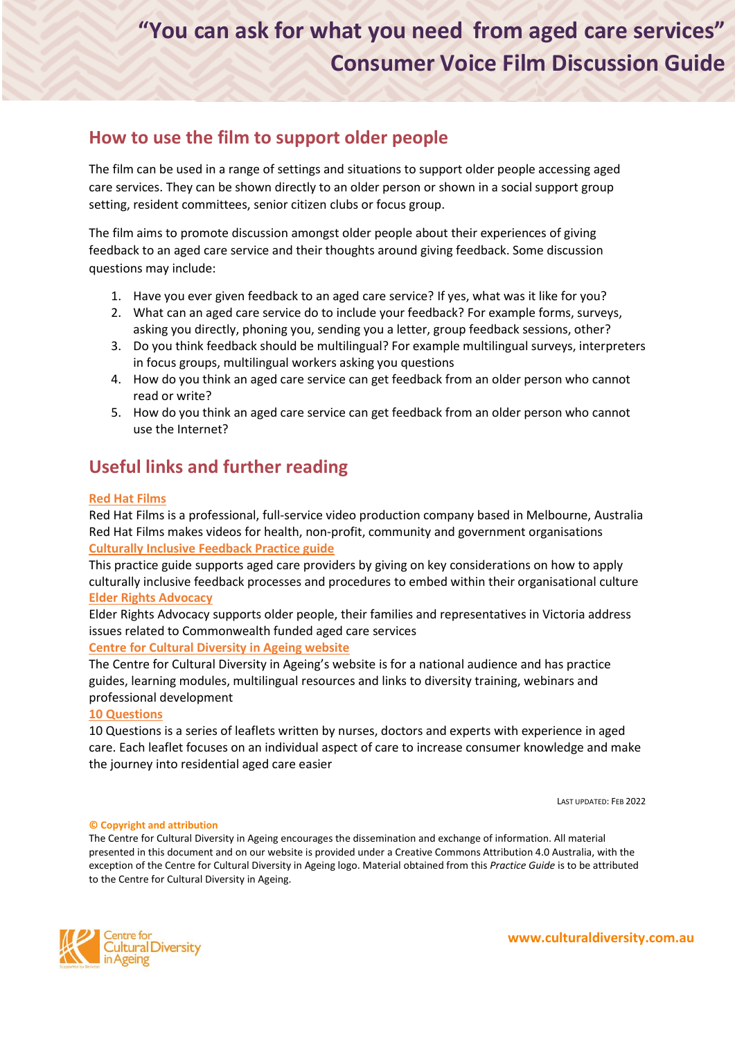# "You can ask for what you need from aged care services"
# Consumer Voice Film Discussion Guide

## How to use the film to support older people

The film can be used in a range of settings and situations to support older people accessing aged care services. They can be shown directly to an older person or shown in a social support group setting, resident committees, senior citizen clubs or focus group.

The film aims to promote discussion amongst older people about their experiences of giving feedback to an aged care service and their thoughts around giving feedback. Some discussion questions may include:

1. Have you ever given feedback to an aged care service? If yes, what was it like for you?
2. What can an aged care service do to include your feedback? For example forms, surveys, asking you directly, phoning you, sending you a letter, group feedback sessions, other?
3. Do you think feedback should be multilingual? For example multilingual surveys, interpreters in focus groups, multilingual workers asking you questions
4. How do you think an aged care service can get feedback from an older person who cannot read or write?
5. How do you think an aged care service can get feedback from an older person who cannot use the Internet?

## Useful links and further reading

**Red Hat Films**
Red Hat Films is a professional, full-service video production company based in Melbourne, Australia Red Hat Films makes videos for health, non-profit, community and government organisations

**Culturally Inclusive Feedback Practice guide**
This practice guide supports aged care providers by giving on key considerations on how to apply culturally inclusive feedback processes and procedures to embed within their organisational culture

**Elder Rights Advocacy**
Elder Rights Advocacy supports older people, their families and representatives in Victoria address issues related to Commonwealth funded aged care services

**Centre for Cultural Diversity in Ageing website**
The Centre for Cultural Diversity in Ageing's website is for a national audience and has practice guides, learning modules, multilingual resources and links to diversity training, webinars and professional development

**10 Questions**
10 Questions is a series of leaflets written by nurses, doctors and experts with experience in aged care. Each leaflet focuses on an individual aspect of care to increase consumer knowledge and make the journey into residential aged care easier

LAST UPDATED: FEB 2022

**© Copyright and attribution**
The Centre for Cultural Diversity in Ageing encourages the dissemination and exchange of information. All material presented in this document and on our website is provided under a Creative Commons Attribution 4.0 Australia, with the exception of the Centre for Cultural Diversity in Ageing logo. Material obtained from this *Practice Guide* is to be attributed to the Centre for Cultural Diversity in Ageing.

Centre for Cultural Diversity in Ageing

www.culturaldiversity.com.au